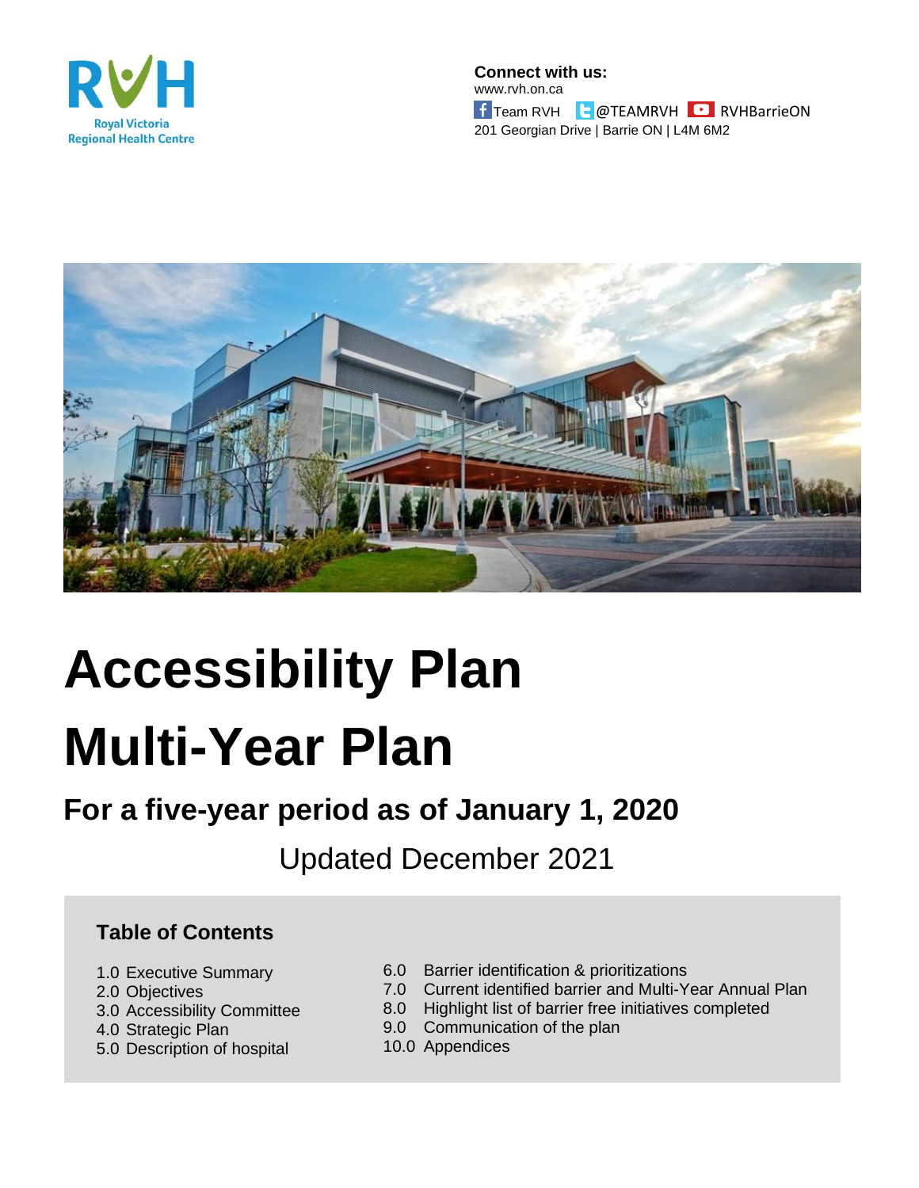RVH
Royal Victoria Regional Health Centre

**Connect with us:**
www.rvh.on.ca
Team RVH @TEAMRVH RVHBarrieON
201 Georgian Drive | Barrie ON | L4M 6M2

# Accessibility Plan

# Multi-Year Plan

## For a five-year period as of January 1, 2020

Updated December 2021

### Table of Contents

1.0 Executive Summary
2.0 Objectives
3.0 Accessibility Committee
4.0 Strategic Plan
5.0 Description of hospital
6.0 Barrier identification & prioritizations
7.0 Current identified barrier and Multi-Year Annual Plan
8.0 Highlight list of barrier free initiatives completed
9.0 Communication of the plan
10.0 Appendices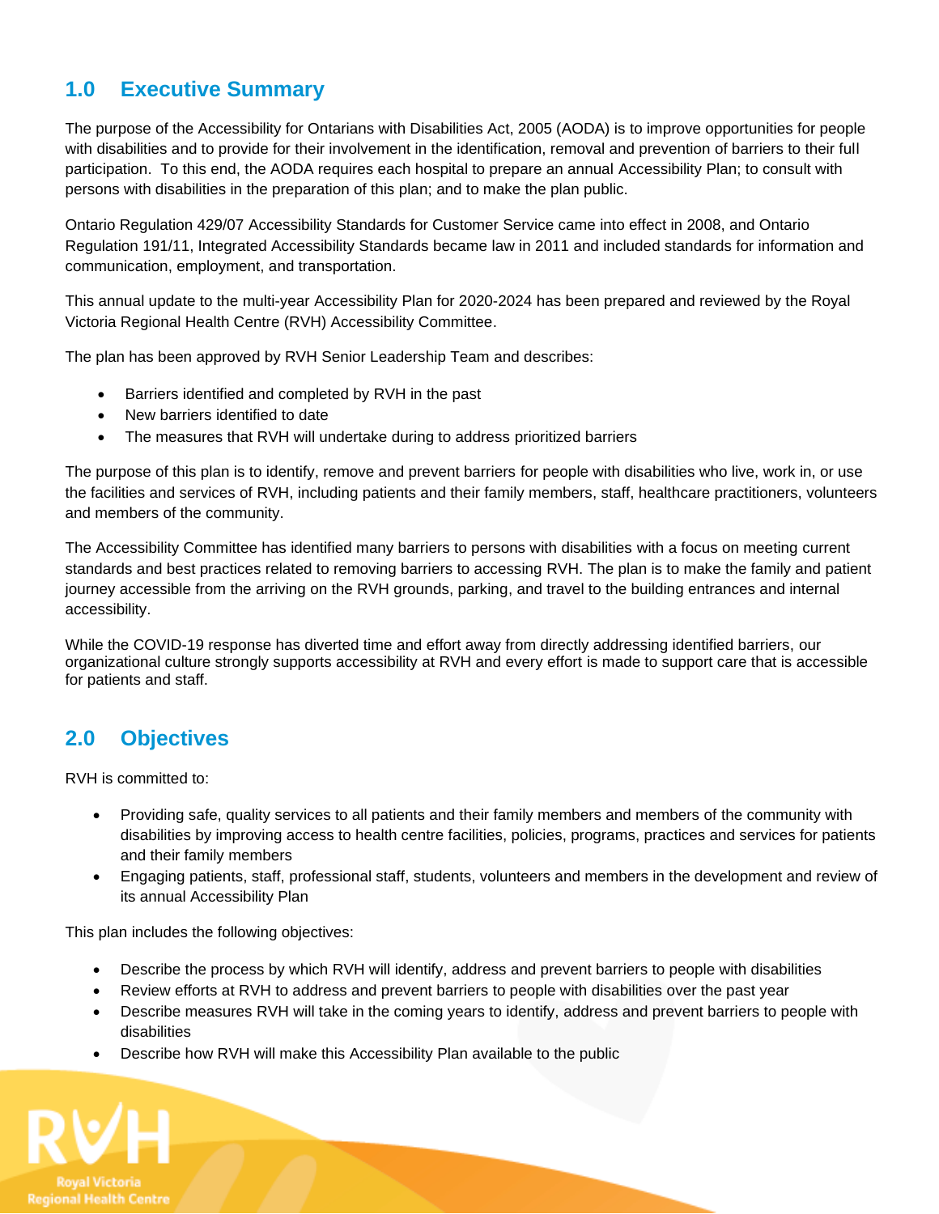## 1.0 Executive Summary

The purpose of the Accessibility for Ontarians with Disabilities Act, 2005 (AODA) is to improve opportunities for people with disabilities and to provide for their involvement in the identification, removal and prevention of barriers to their full participation. To this end, the AODA requires each hospital to prepare an annual Accessibility Plan; to consult with persons with disabilities in the preparation of this plan; and to make the plan public.

Ontario Regulation 429/07 Accessibility Standards for Customer Service came into effect in 2008, and Ontario Regulation 191/11, Integrated Accessibility Standards became law in 2011 and included standards for information and communication, employment, and transportation.

This annual update to the multi-year Accessibility Plan for 2020-2024 has been prepared and reviewed by the Royal Victoria Regional Health Centre (RVH) Accessibility Committee.

The plan has been approved by RVH Senior Leadership Team and describes:

- Barriers identified and completed by RVH in the past
- New barriers identified to date
- The measures that RVH will undertake during to address prioritized barriers

The purpose of this plan is to identify, remove and prevent barriers for people with disabilities who live, work in, or use the facilities and services of RVH, including patients and their family members, staff, healthcare practitioners, volunteers and members of the community.

The Accessibility Committee has identified many barriers to persons with disabilities with a focus on meeting current standards and best practices related to removing barriers to accessing RVH. The plan is to make the family and patient journey accessible from the arriving on the RVH grounds, parking, and travel to the building entrances and internal accessibility.

While the COVID-19 response has diverted time and effort away from directly addressing identified barriers, our organizational culture strongly supports accessibility at RVH and every effort is made to support care that is accessible for patients and staff.

## 2.0 Objectives

RVH is committed to:

- Providing safe, quality services to all patients and their family members and members of the community with disabilities by improving access to health centre facilities, policies, programs, practices and services for patients and their family members
- Engaging patients, staff, professional staff, students, volunteers and members in the development and review of its annual Accessibility Plan

This plan includes the following objectives:

- Describe the process by which RVH will identify, address and prevent barriers to people with disabilities
- Review efforts at RVH to address and prevent barriers to people with disabilities over the past year
- Describe measures RVH will take in the coming years to identify, address and prevent barriers to people with disabilities
- Describe how RVH will make this Accessibility Plan available to the public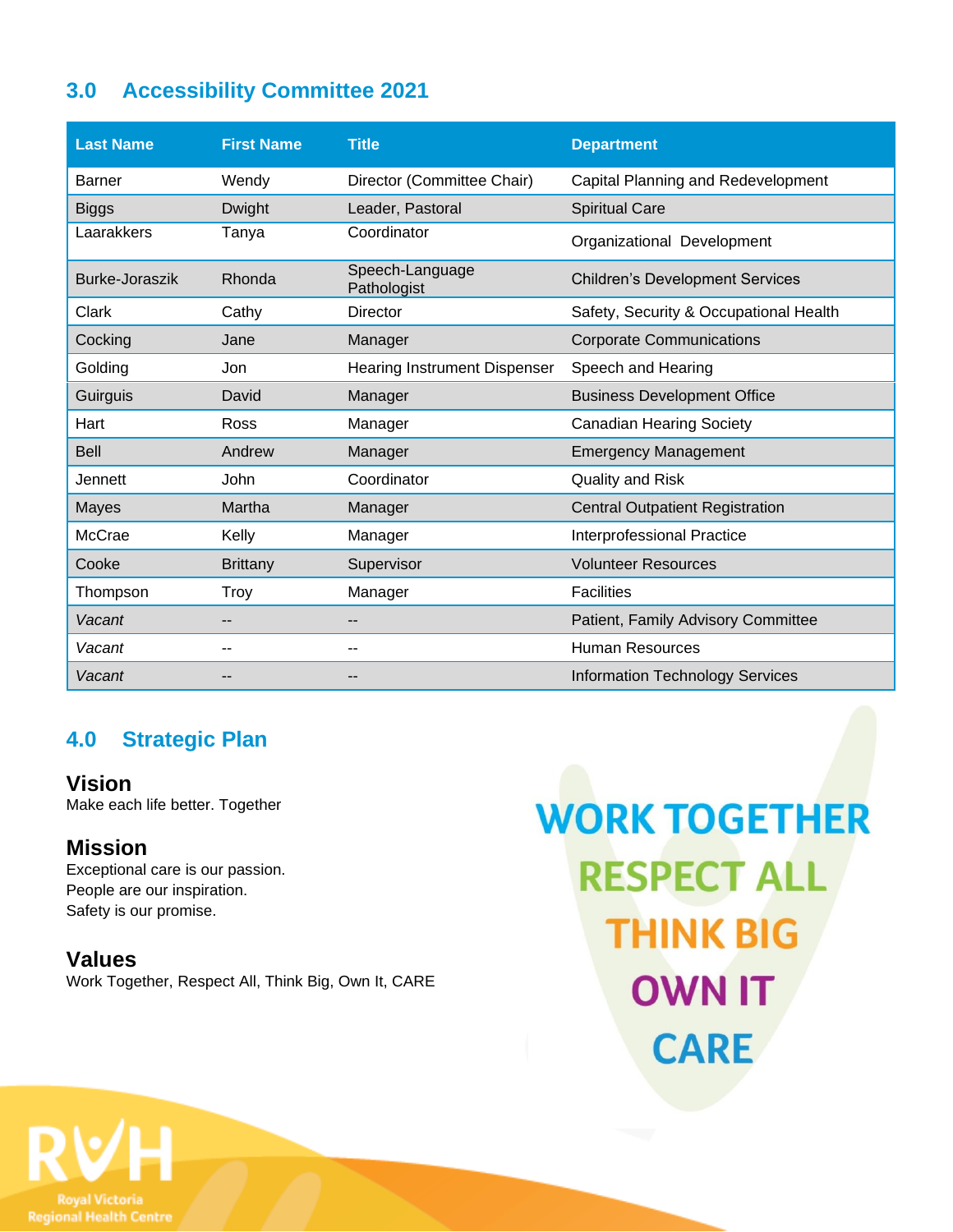## 3.0 Accessibility Committee 2021

| Last Name | First Name | Title | Department |
|---|---|---|---|
| Barner | Wendy | Director (Committee Chair) | Capital Planning and Redevelopment |
| Biggs | Dwight | Leader, Pastoral | Spiritual Care |
| Laarakkers | Tanya | Coordinator | Organizational Development |
| Burke-Joraszik | Rhonda | Speech-Language Pathologist | Children's Development Services |
| Clark | Cathy | Director | Safety, Security & Occupational Health |
| Cocking | Jane | Manager | Corporate Communications |
| Golding | Jon | Hearing Instrument Dispenser | Speech and Hearing |
| Guirguis | David | Manager | Business Development Office |
| Hart | Ross | Manager | Canadian Hearing Society |
| Bell | Andrew | Manager | Emergency Management |
| Jennett | John | Coordinator | Quality and Risk |
| Mayes | Martha | Manager | Central Outpatient Registration |
| McCrae | Kelly | Manager | Interprofessional Practice |
| Cooke | Brittany | Supervisor | Volunteer Resources |
| Thompson | Troy | Manager | Facilities |
| *Vacant* | -- | -- | Patient, Family Advisory Committee |
| *Vacant* | -- | -- | Human Resources |
| *Vacant* | -- | -- | Information Technology Services |

## 4.0 Strategic Plan

### Vision
Make each life better. Together

### Mission
Exceptional care is our passion.
People are our inspiration.
Safety is our promise.

### Values
Work Together, Respect All, Think Big, Own It, CARE

WORK TOGETHER
RESPECT ALL
THINK BIG
OWN IT
CARE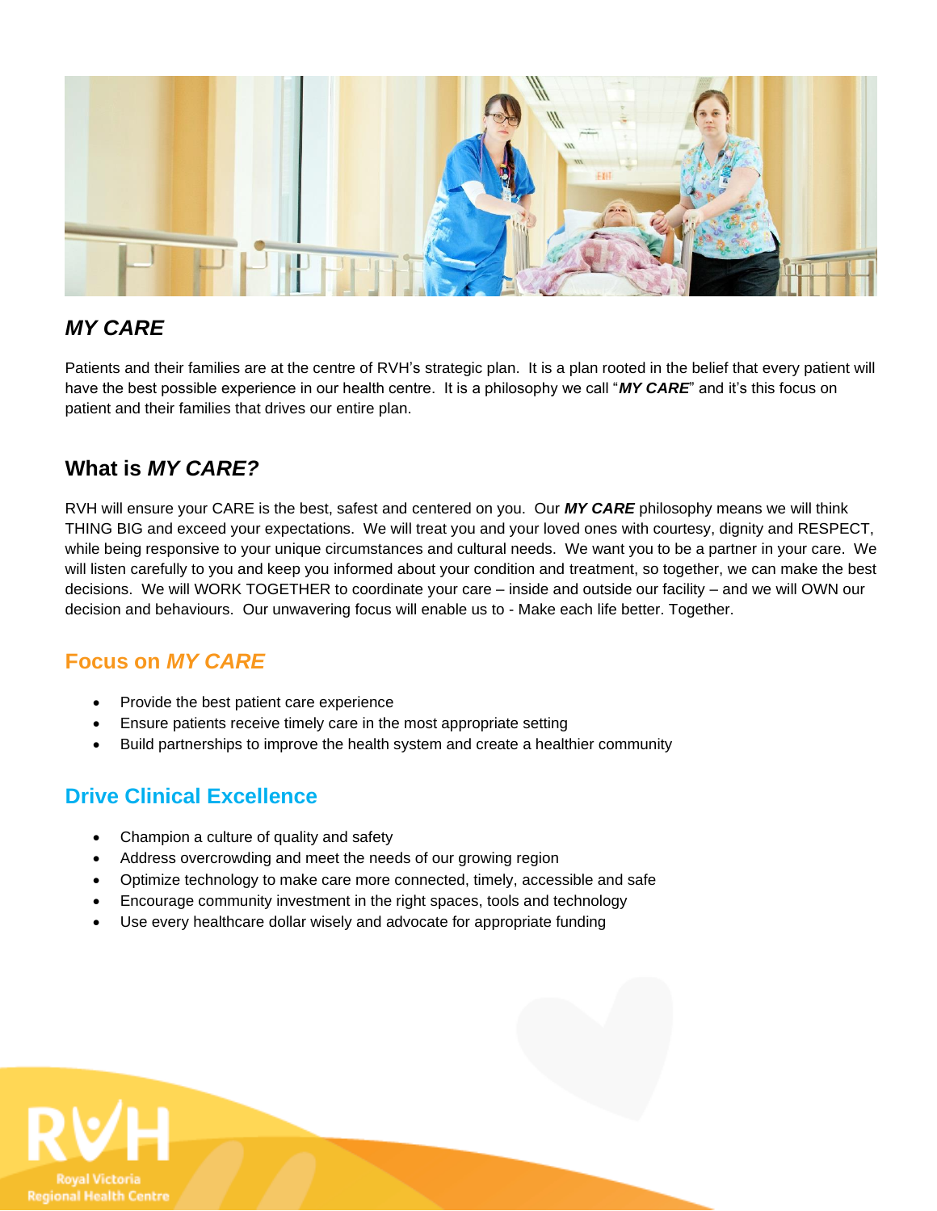## *MY CARE*

Patients and their families are at the centre of RVH's strategic plan. It is a plan rooted in the belief that every patient will have the best possible experience in our health centre. It is a philosophy we call "***MY CARE***" and it's this focus on patient and their families that drives our entire plan.

## What is *MY CARE?*

RVH will ensure your CARE is the best, safest and centered on you. Our ***MY CARE*** philosophy means we will think THING BIG and exceed your expectations. We will treat you and your loved ones with courtesy, dignity and RESPECT, while being responsive to your unique circumstances and cultural needs. We want you to be a partner in your care. We will listen carefully to you and keep you informed about your condition and treatment, so together, we can make the best decisions. We will WORK TOGETHER to coordinate your care – inside and outside our facility – and we will OWN our decision and behaviours. Our unwavering focus will enable us to - Make each life better. Together.

### Focus on *MY CARE*

- Provide the best patient care experience
- Ensure patients receive timely care in the most appropriate setting
- Build partnerships to improve the health system and create a healthier community

### Drive Clinical Excellence

- Champion a culture of quality and safety
- Address overcrowding and meet the needs of our growing region
- Optimize technology to make care more connected, timely, accessible and safe
- Encourage community investment in the right spaces, tools and technology
- Use every healthcare dollar wisely and advocate for appropriate funding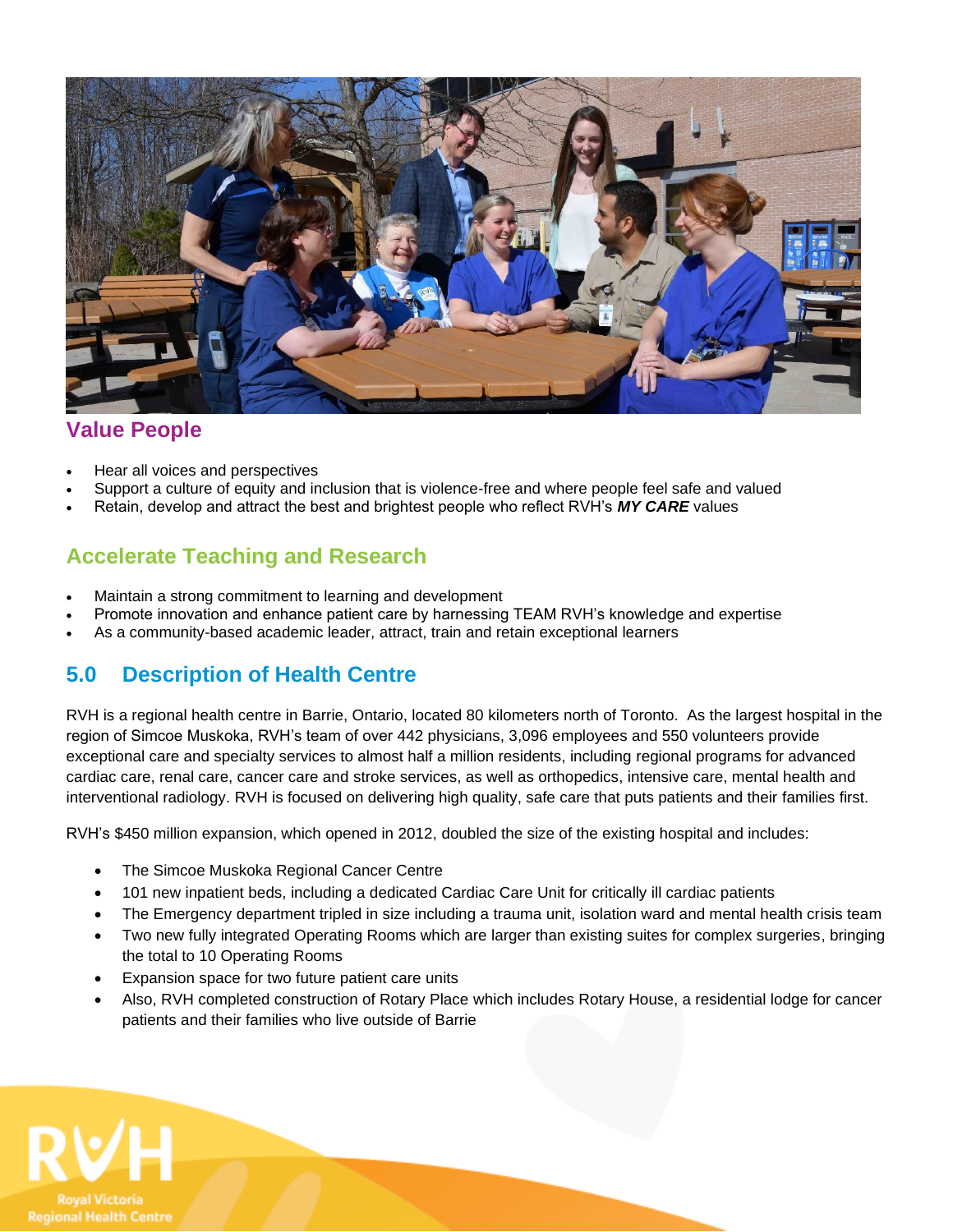## Value People

- Hear all voices and perspectives
- Support a culture of equity and inclusion that is violence-free and where people feel safe and valued
- Retain, develop and attract the best and brightest people who reflect RVH's ***MY CARE*** values

## Accelerate Teaching and Research

- Maintain a strong commitment to learning and development
- Promote innovation and enhance patient care by harnessing TEAM RVH's knowledge and expertise
- As a community-based academic leader, attract, train and retain exceptional learners

## 5.0 Description of Health Centre

RVH is a regional health centre in Barrie, Ontario, located 80 kilometers north of Toronto. As the largest hospital in the region of Simcoe Muskoka, RVH's team of over 442 physicians, 3,096 employees and 550 volunteers provide exceptional care and specialty services to almost half a million residents, including regional programs for advanced cardiac care, renal care, cancer care and stroke services, as well as orthopedics, intensive care, mental health and interventional radiology. RVH is focused on delivering high quality, safe care that puts patients and their families first.

RVH's $450 million expansion, which opened in 2012, doubled the size of the existing hospital and includes:

- The Simcoe Muskoka Regional Cancer Centre
- 101 new inpatient beds, including a dedicated Cardiac Care Unit for critically ill cardiac patients
- The Emergency department tripled in size including a trauma unit, isolation ward and mental health crisis team
- Two new fully integrated Operating Rooms which are larger than existing suites for complex surgeries, bringing the total to 10 Operating Rooms
- Expansion space for two future patient care units
- Also, RVH completed construction of Rotary Place which includes Rotary House, a residential lodge for cancer patients and their families who live outside of Barrie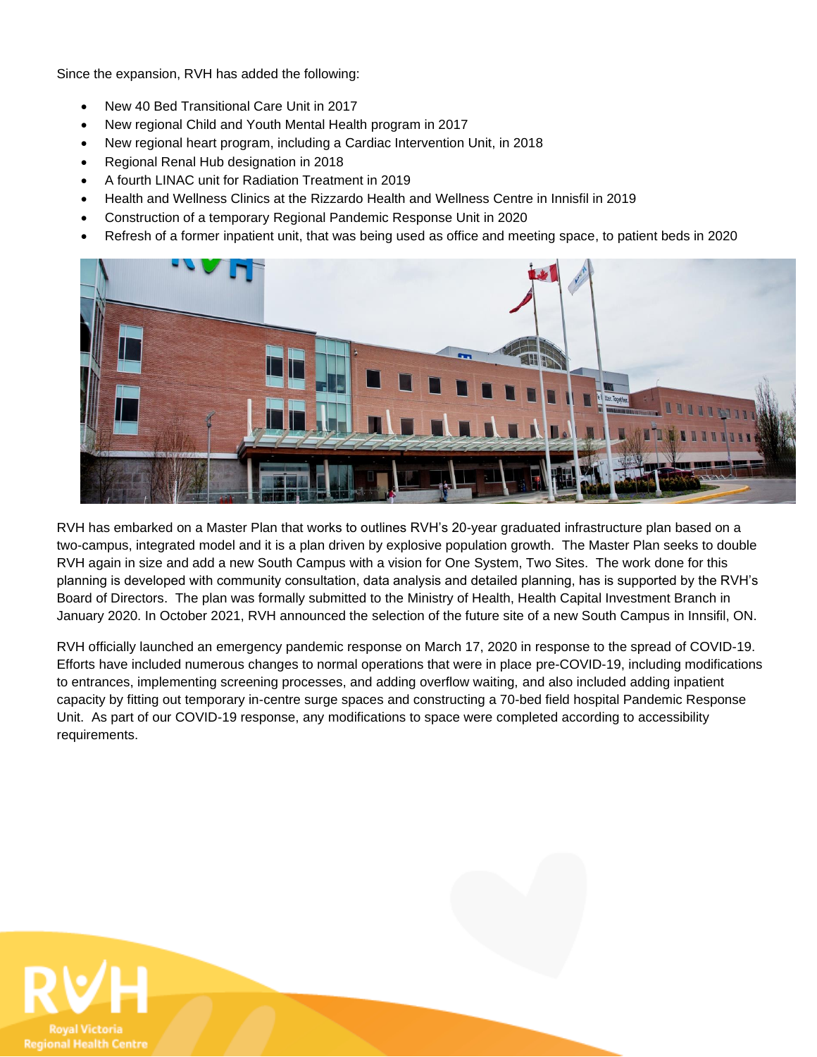Since the expansion, RVH has added the following:

- New 40 Bed Transitional Care Unit in 2017
- New regional Child and Youth Mental Health program in 2017
- New regional heart program, including a Cardiac Intervention Unit, in 2018
- Regional Renal Hub designation in 2018
- A fourth LINAC unit for Radiation Treatment in 2019
- Health and Wellness Clinics at the Rizzardo Health and Wellness Centre in Innisfil in 2019
- Construction of a temporary Regional Pandemic Response Unit in 2020
- Refresh of a former inpatient unit, that was being used as office and meeting space, to patient beds in 2020

RVH has embarked on a Master Plan that works to outlines RVH's 20-year graduated infrastructure plan based on a two-campus, integrated model and it is a plan driven by explosive population growth. The Master Plan seeks to double RVH again in size and add a new South Campus with a vision for One System, Two Sites. The work done for this planning is developed with community consultation, data analysis and detailed planning, has is supported by the RVH's Board of Directors. The plan was formally submitted to the Ministry of Health, Health Capital Investment Branch in January 2020. In October 2021, RVH announced the selection of the future site of a new South Campus in Innsifil, ON.

RVH officially launched an emergency pandemic response on March 17, 2020 in response to the spread of COVID-19. Efforts have included numerous changes to normal operations that were in place pre-COVID-19, including modifications to entrances, implementing screening processes, and adding overflow waiting, and also included adding inpatient capacity by fitting out temporary in-centre surge spaces and constructing a 70-bed field hospital Pandemic Response Unit. As part of our COVID-19 response, any modifications to space were completed according to accessibility requirements.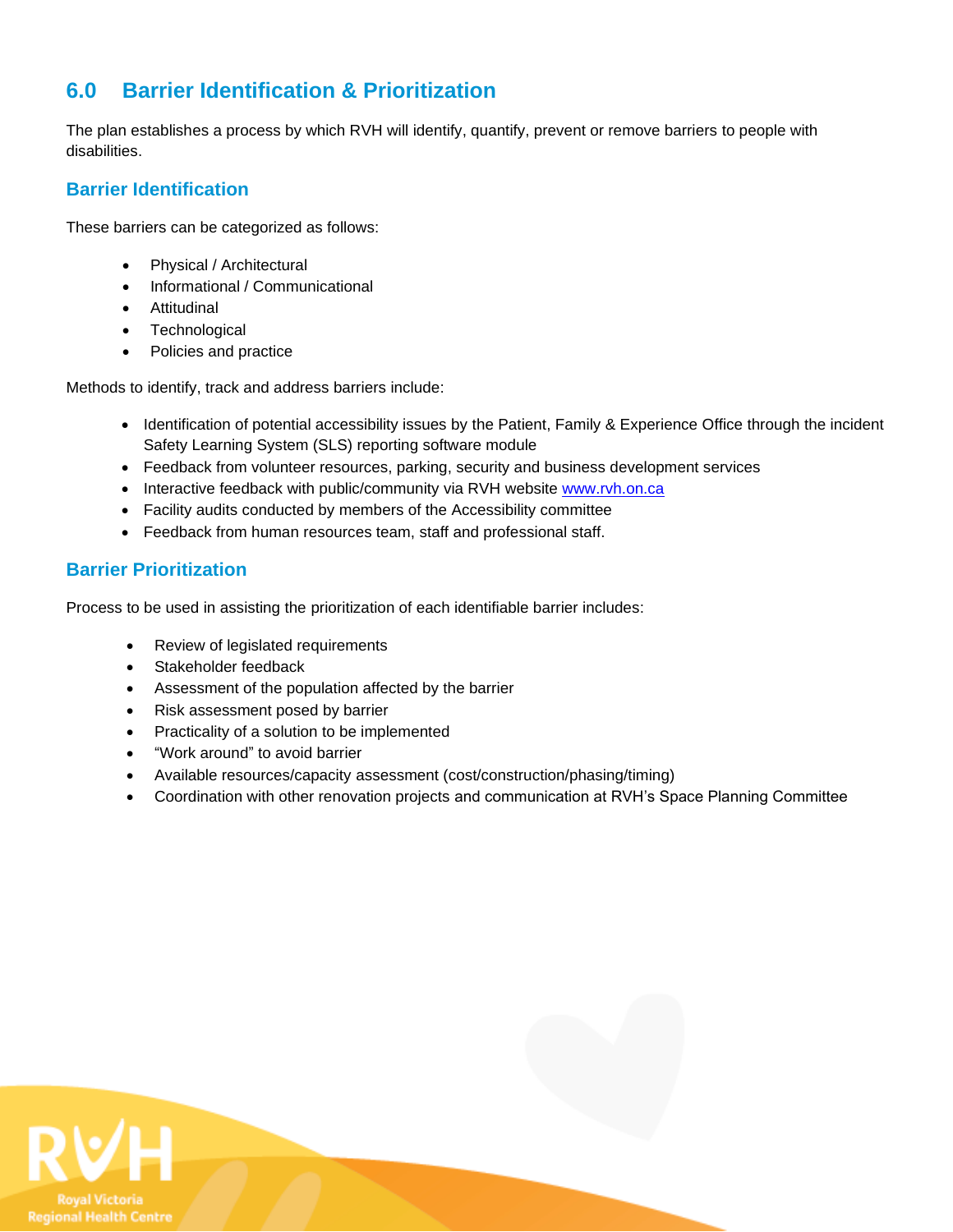## 6.0 Barrier Identification & Prioritization

The plan establishes a process by which RVH will identify, quantify, prevent or remove barriers to people with disabilities.

### Barrier Identification

These barriers can be categorized as follows:

- Physical / Architectural
- Informational / Communicational
- Attitudinal
- Technological
- Policies and practice

Methods to identify, track and address barriers include:

- Identification of potential accessibility issues by the Patient, Family & Experience Office through the incident Safety Learning System (SLS) reporting software module
- Feedback from volunteer resources, parking, security and business development services
- Interactive feedback with public/community via RVH website [www.rvh.on.ca](www.rvh.on.ca)
- Facility audits conducted by members of the Accessibility committee
- Feedback from human resources team, staff and professional staff.

### Barrier Prioritization

Process to be used in assisting the prioritization of each identifiable barrier includes:

- Review of legislated requirements
- Stakeholder feedback
- Assessment of the population affected by the barrier
- Risk assessment posed by barrier
- Practicality of a solution to be implemented
- "Work around" to avoid barrier
- Available resources/capacity assessment (cost/construction/phasing/timing)
- Coordination with other renovation projects and communication at RVH's Space Planning Committee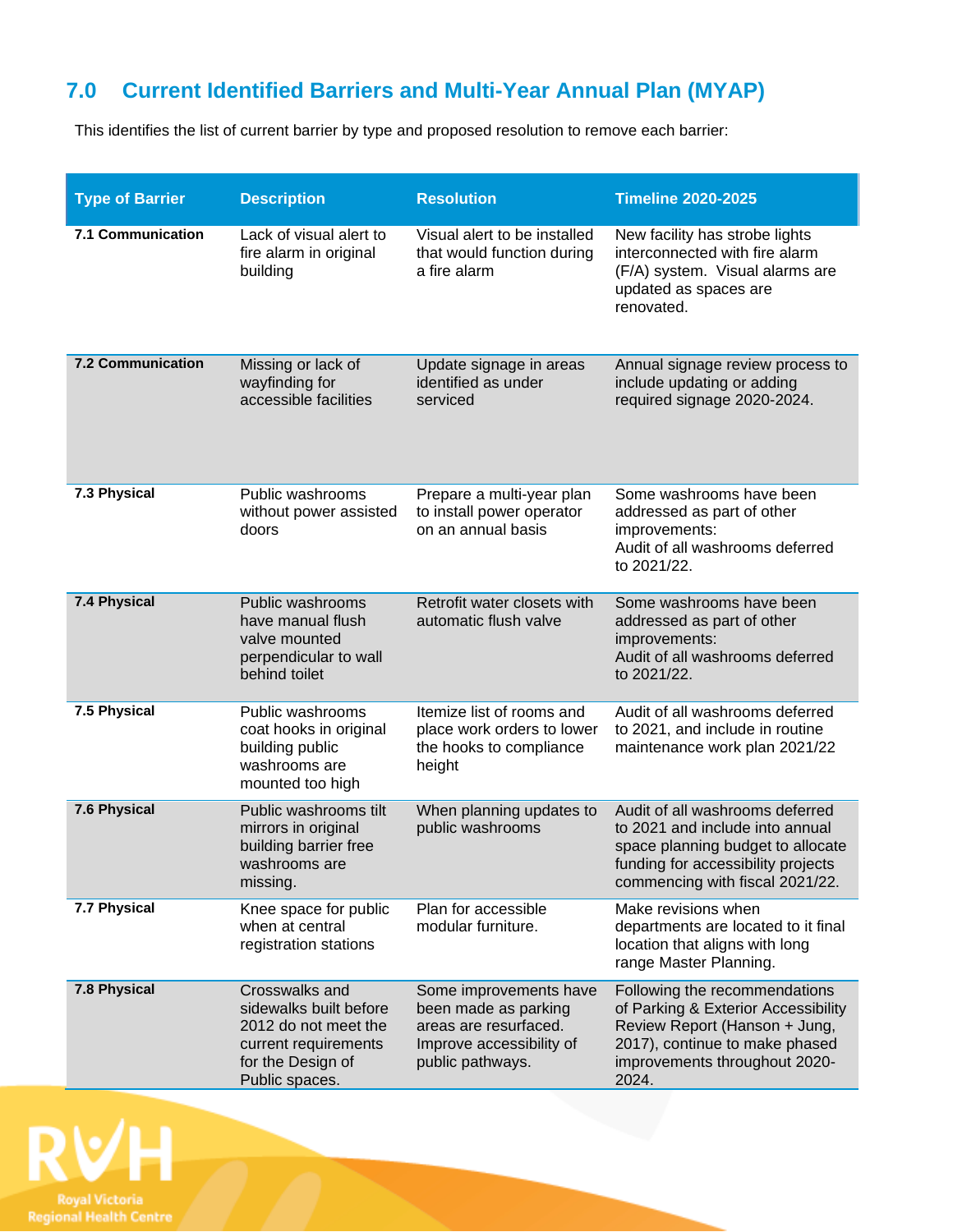## 7.0 Current Identified Barriers and Multi-Year Annual Plan (MYAP)

This identifies the list of current barrier by type and proposed resolution to remove each barrier:

| Type of Barrier | Description | Resolution | Timeline 2020-2025 |
|---|---|---|---|
| **7.1 Communication** | Lack of visual alert to fire alarm in original building | Visual alert to be installed that would function during a fire alarm | New facility has strobe lights interconnected with fire alarm (F/A) system. Visual alarms are updated as spaces are renovated. |
| **7.2 Communication** | Missing or lack of wayfinding for accessible facilities | Update signage in areas identified as under serviced | Annual signage review process to include updating or adding required signage 2020-2024. |
| **7.3 Physical** | Public washrooms without power assisted doors | Prepare a multi-year plan to install power operator on an annual basis | Some washrooms have been addressed as part of other improvements:<br>Audit of all washrooms deferred to 2021/22. |
| **7.4 Physical** | Public washrooms have manual flush valve mounted perpendicular to wall behind toilet | Retrofit water closets with automatic flush valve | Some washrooms have been addressed as part of other improvements:<br>Audit of all washrooms deferred to 2021/22. |
| **7.5 Physical** | Public washrooms coat hooks in original building public washrooms are mounted too high | Itemize list of rooms and place work orders to lower the hooks to compliance height | Audit of all washrooms deferred to 2021, and include in routine maintenance work plan 2021/22 |
| **7.6 Physical** | Public washrooms tilt mirrors in original building barrier free washrooms are missing. | When planning updates to public washrooms | Audit of all washrooms deferred to 2021 and include into annual space planning budget to allocate funding for accessibility projects commencing with fiscal 2021/22. |
| **7.7 Physical** | Knee space for public when at central registration stations | Plan for accessible modular furniture. | Make revisions when departments are located to it final location that aligns with long range Master Planning. |
| **7.8 Physical** | Crosswalks and sidewalks built before 2012 do not meet the current requirements for the Design of Public spaces. | Some improvements have been made as parking areas are resurfaced. Improve accessibility of public pathways. | Following the recommendations of Parking & Exterior Accessibility Review Report (Hanson + Jung, 2017), continue to make phased improvements throughout 2020-2024. |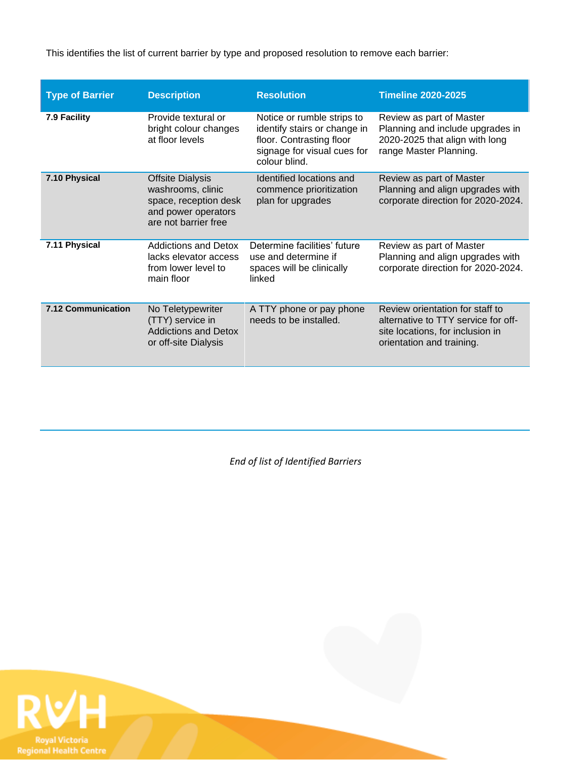This identifies the list of current barrier by type and proposed resolution to remove each barrier:

| Type of Barrier | Description | Resolution | Timeline 2020-2025 |
|---|---|---|---|
| **7.9 Facility** | Provide textural or bright colour changes at floor levels | Notice or rumble strips to identify stairs or change in floor. Contrasting floor signage for visual cues for colour blind. | Review as part of Master Planning and include upgrades in 2020-2025 that align with long range Master Planning. |
| **7.10 Physical** | Offsite Dialysis washrooms, clinic space, reception desk and power operators are not barrier free | Identified locations and commence prioritization plan for upgrades | Review as part of Master Planning and align upgrades with corporate direction for 2020-2024. |
| **7.11 Physical** | Addictions and Detox lacks elevator access from lower level to main floor | Determine facilities' future use and determine if spaces will be clinically linked | Review as part of Master Planning and align upgrades with corporate direction for 2020-2024. |
| **7.12 Communication** | No Teletypewriter (TTY) service in Addictions and Detox or off-site Dialysis | A TTY phone or pay phone needs to be installed. | Review orientation for staff to alternative to TTY service for off-site locations, for inclusion in orientation and training. |

*End of list of Identified Barriers*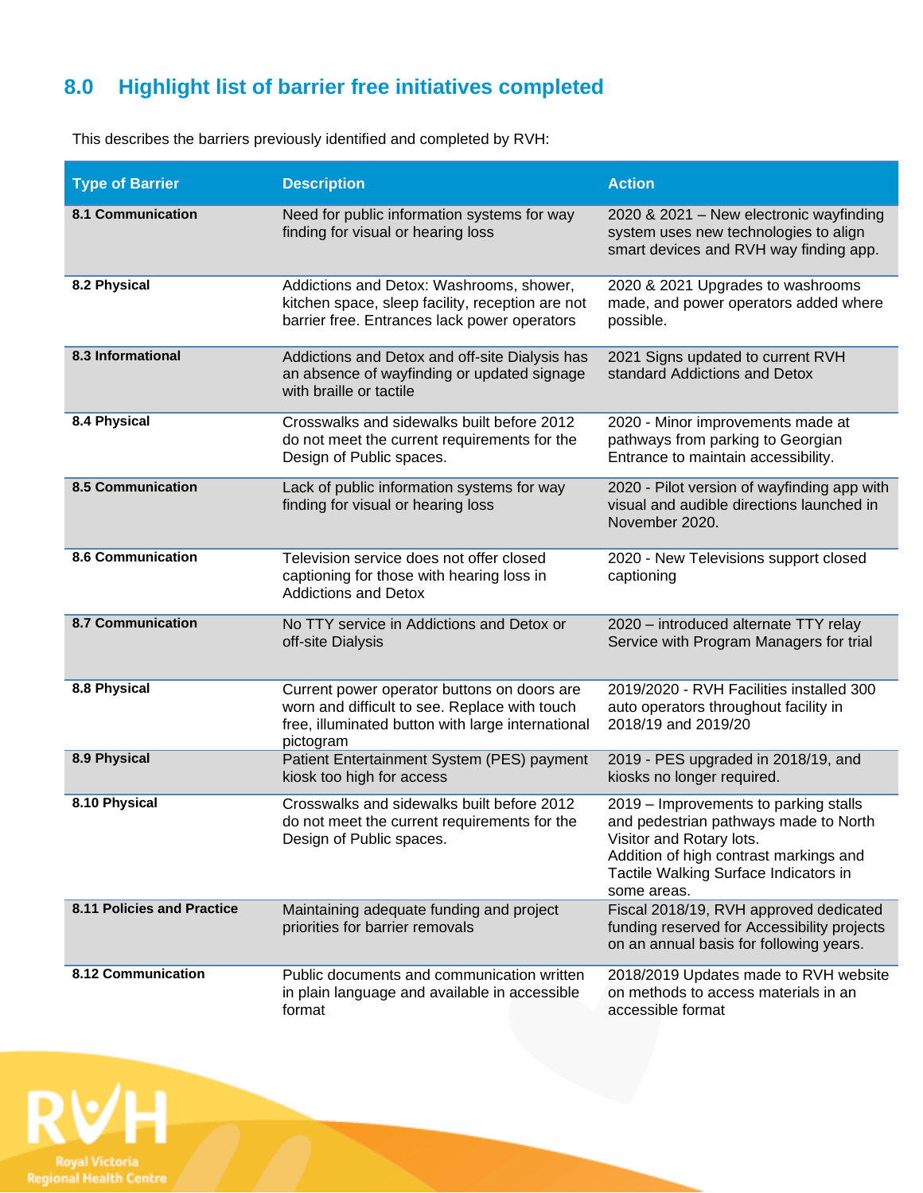## 8.0 Highlight list of barrier free initiatives completed

This describes the barriers previously identified and completed by RVH:

| Type of Barrier | Description | Action |
|---|---|---|
| **8.1 Communication** | Need for public information systems for way finding for visual or hearing loss | 2020 & 2021 – New electronic wayfinding system uses new technologies to align smart devices and RVH way finding app. |
| **8.2 Physical** | Addictions and Detox: Washrooms, shower, kitchen space, sleep facility, reception are not barrier free. Entrances lack power operators | 2020 & 2021 Upgrades to washrooms made, and power operators added where possible. |
| **8.3 Informational** | Addictions and Detox and off-site Dialysis has an absence of wayfinding or updated signage with braille or tactile | 2021 Signs updated to current RVH standard Addictions and Detox |
| **8.4 Physical** | Crosswalks and sidewalks built before 2012 do not meet the current requirements for the Design of Public spaces. | 2020 - Minor improvements made at pathways from parking to Georgian Entrance to maintain accessibility. |
| **8.5 Communication** | Lack of public information systems for way finding for visual or hearing loss | 2020 - Pilot version of wayfinding app with visual and audible directions launched in November 2020. |
| **8.6 Communication** | Television service does not offer closed captioning for those with hearing loss in Addictions and Detox | 2020 - New Televisions support closed captioning |
| **8.7 Communication** | No TTY service in Addictions and Detox or off-site Dialysis | 2020 – introduced alternate TTY relay Service with Program Managers for trial |
| **8.8 Physical** | Current power operator buttons on doors are worn and difficult to see. Replace with touch free, illuminated button with large international pictogram | 2019/2020 - RVH Facilities installed 300 auto operators throughout facility in 2018/19 and 2019/20 |
| **8.9 Physical** | Patient Entertainment System (PES) payment kiosk too high for access | 2019 - PES upgraded in 2018/19, and kiosks no longer required. |
| **8.10 Physical** | Crosswalks and sidewalks built before 2012 do not meet the current requirements for the Design of Public spaces. | 2019 – Improvements to parking stalls and pedestrian pathways made to North Visitor and Rotary lots. Addition of high contrast markings and Tactile Walking Surface Indicators in some areas. |
| **8.11 Policies and Practice** | Maintaining adequate funding and project priorities for barrier removals | Fiscal 2018/19, RVH approved dedicated funding reserved for Accessibility projects on an annual basis for following years. |
| **8.12 Communication** | Public documents and communication written in plain language and available in accessible format | 2018/2019 Updates made to RVH website on methods to access materials in an accessible format |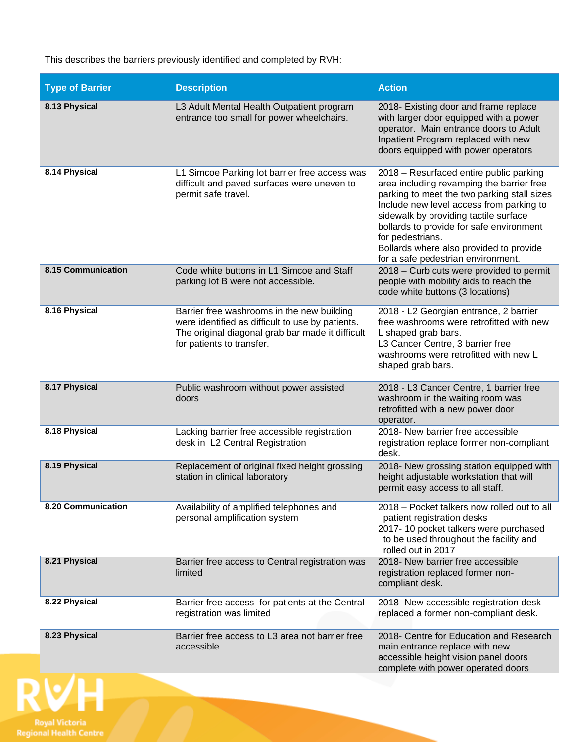This describes the barriers previously identified and completed by RVH:

| Type of Barrier | Description | Action |
|---|---|---|
| **8.13 Physical** | L3 Adult Mental Health Outpatient program entrance too small for power wheelchairs. | 2018- Existing door and frame replace with larger door equipped with a power operator. Main entrance doors to Adult Inpatient Program replaced with new doors equipped with power operators |
| **8.14 Physical** | L1 Simcoe Parking lot barrier free access was difficult and paved surfaces were uneven to permit safe travel. | 2018 – Resurfaced entire public parking area including revamping the barrier free parking to meet the two parking stall sizes Include new level access from parking to sidewalk by providing tactile surface bollards to provide for safe environment for pedestrians.<br>Bollards where also provided to provide for a safe pedestrian environment. |
| **8.15 Communication** | Code white buttons in L1 Simcoe and Staff parking lot B were not accessible. | 2018 – Curb cuts were provided to permit people with mobility aids to reach the code white buttons (3 locations) |
| **8.16 Physical** | Barrier free washrooms in the new building were identified as difficult to use by patients. The original diagonal grab bar made it difficult for patients to transfer. | 2018 - L2 Georgian entrance, 2 barrier free washrooms were retrofitted with new L shaped grab bars.<br>L3 Cancer Centre, 3 barrier free washrooms were retrofitted with new L shaped grab bars. |
| **8.17 Physical** | Public washroom without power assisted doors | 2018 - L3 Cancer Centre, 1 barrier free washroom in the waiting room was retrofitted with a new power door operator. |
| **8.18 Physical** | Lacking barrier free accessible registration desk in L2 Central Registration | 2018- New barrier free accessible registration replace former non-compliant desk. |
| **8.19 Physical** | Replacement of original fixed height grossing station in clinical laboratory | 2018- New grossing station equipped with height adjustable workstation that will permit easy access to all staff. |
| **8.20 Communication** | Availability of amplified telephones and personal amplification system | 2018 – Pocket talkers now rolled out to all patient registration desks<br>2017- 10 pocket talkers were purchased to be used throughout the facility and rolled out in 2017 |
| **8.21 Physical** | Barrier free access to Central registration was limited | 2018- New barrier free accessible registration replaced former non-compliant desk. |
| **8.22 Physical** | Barrier free access for patients at the Central registration was limited | 2018- New accessible registration desk replaced a former non-compliant desk. |
| **8.23 Physical** | Barrier free access to L3 area not barrier free accessible | 2018- Centre for Education and Research main entrance replace with new accessible height vision panel doors complete with power operated doors |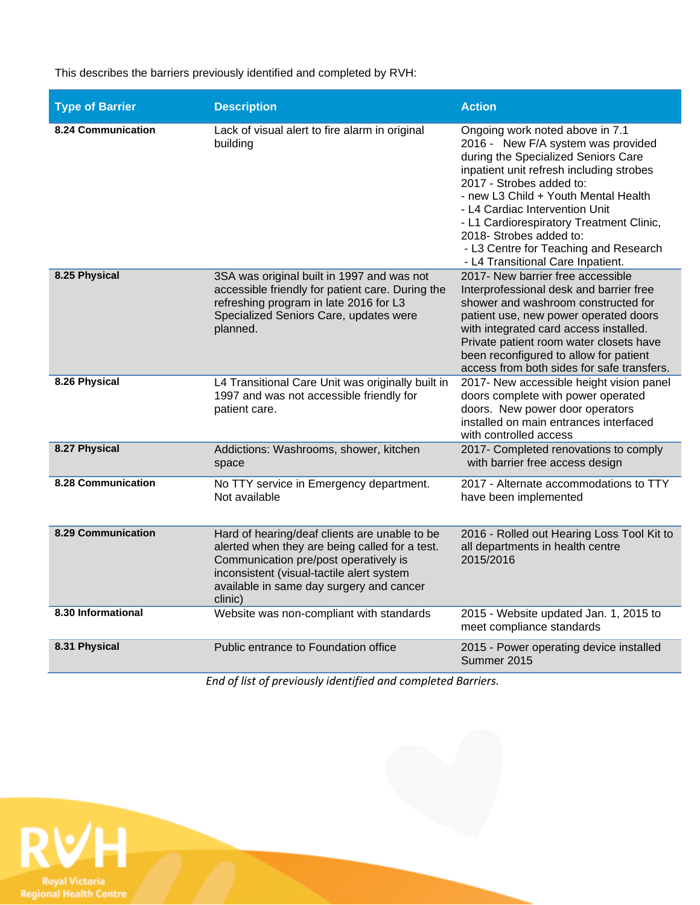This describes the barriers previously identified and completed by RVH:

| Type of Barrier | Description | Action |
|---|---|---|
| **8.24 Communication** | Lack of visual alert to fire alarm in original building | Ongoing work noted above in 7.1<br>2016 - New F/A system was provided during the Specialized Seniors Care inpatient unit refresh including strobes<br>2017 - Strobes added to:<br>- new L3 Child + Youth Mental Health<br>- L4 Cardiac Intervention Unit<br>- L1 Cardiorespiratory Treatment Clinic,<br>2018- Strobes added to:<br>- L3 Centre for Teaching and Research<br>- L4 Transitional Care Inpatient. |
| **8.25 Physical** | 3SA was original built in 1997 and was not accessible friendly for patient care. During the refreshing program in late 2016 for L3 Specialized Seniors Care, updates were planned. | 2017- New barrier free accessible Interprofessional desk and barrier free shower and washroom constructed for patient use, new power operated doors with integrated card access installed. Private patient room water closets have been reconfigured to allow for patient access from both sides for safe transfers. |
| **8.26 Physical** | L4 Transitional Care Unit was originally built in 1997 and was not accessible friendly for patient care. | 2017- New accessible height vision panel doors complete with power operated doors. New power door operators installed on main entrances interfaced with controlled access |
| **8.27 Physical** | Addictions: Washrooms, shower, kitchen space | 2017- Completed renovations to comply with barrier free access design |
| **8.28 Communication** | No TTY service in Emergency department. Not available | 2017 - Alternate accommodations to TTY have been implemented |
| **8.29 Communication** | Hard of hearing/deaf clients are unable to be alerted when they are being called for a test. Communication pre/post operatively is inconsistent (visual-tactile alert system available in same day surgery and cancer clinic) | 2016 - Rolled out Hearing Loss Tool Kit to all departments in health centre 2015/2016 |
| **8.30 Informational** | Website was non-compliant with standards | 2015 - Website updated Jan. 1, 2015 to meet compliance standards |
| **8.31 Physical** | Public entrance to Foundation office | 2015 - Power operating device installed Summer 2015 |

*End of list of previously identified and completed Barriers.*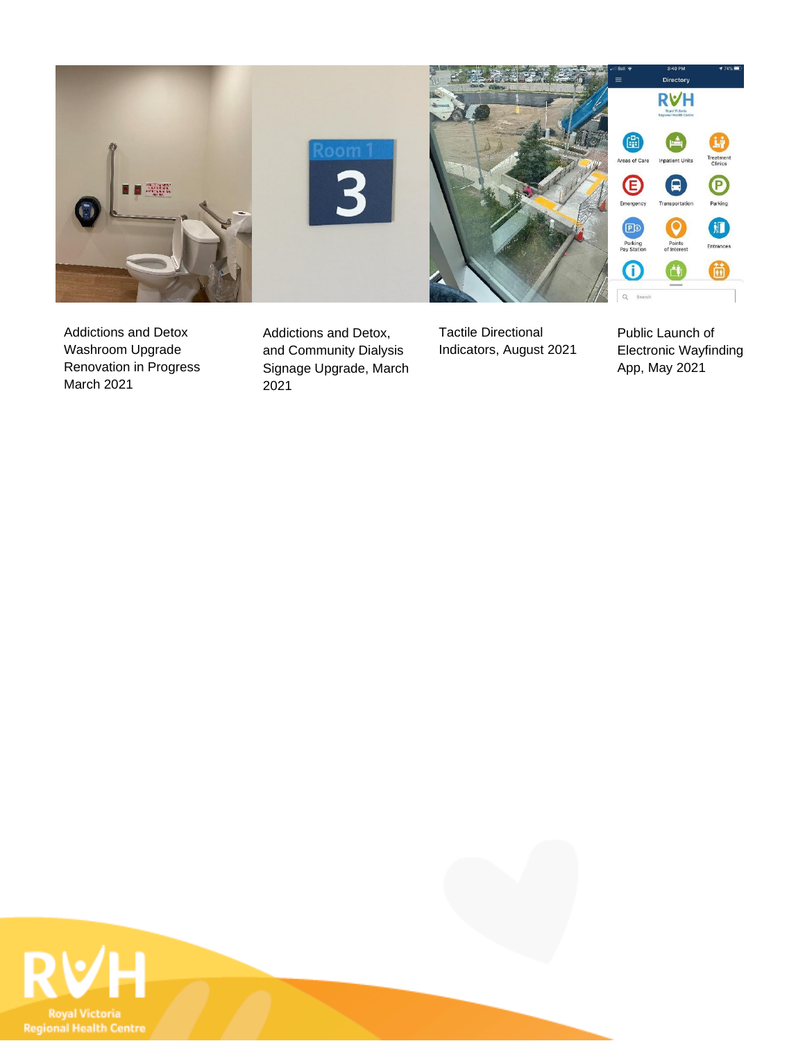Addictions and Detox Washroom Upgrade Renovation in Progress March 2021

Addictions and Detox, and Community Dialysis Signage Upgrade, March 2021

Tactile Directional Indicators, August 2021

Public Launch of Electronic Wayfinding App, May 2021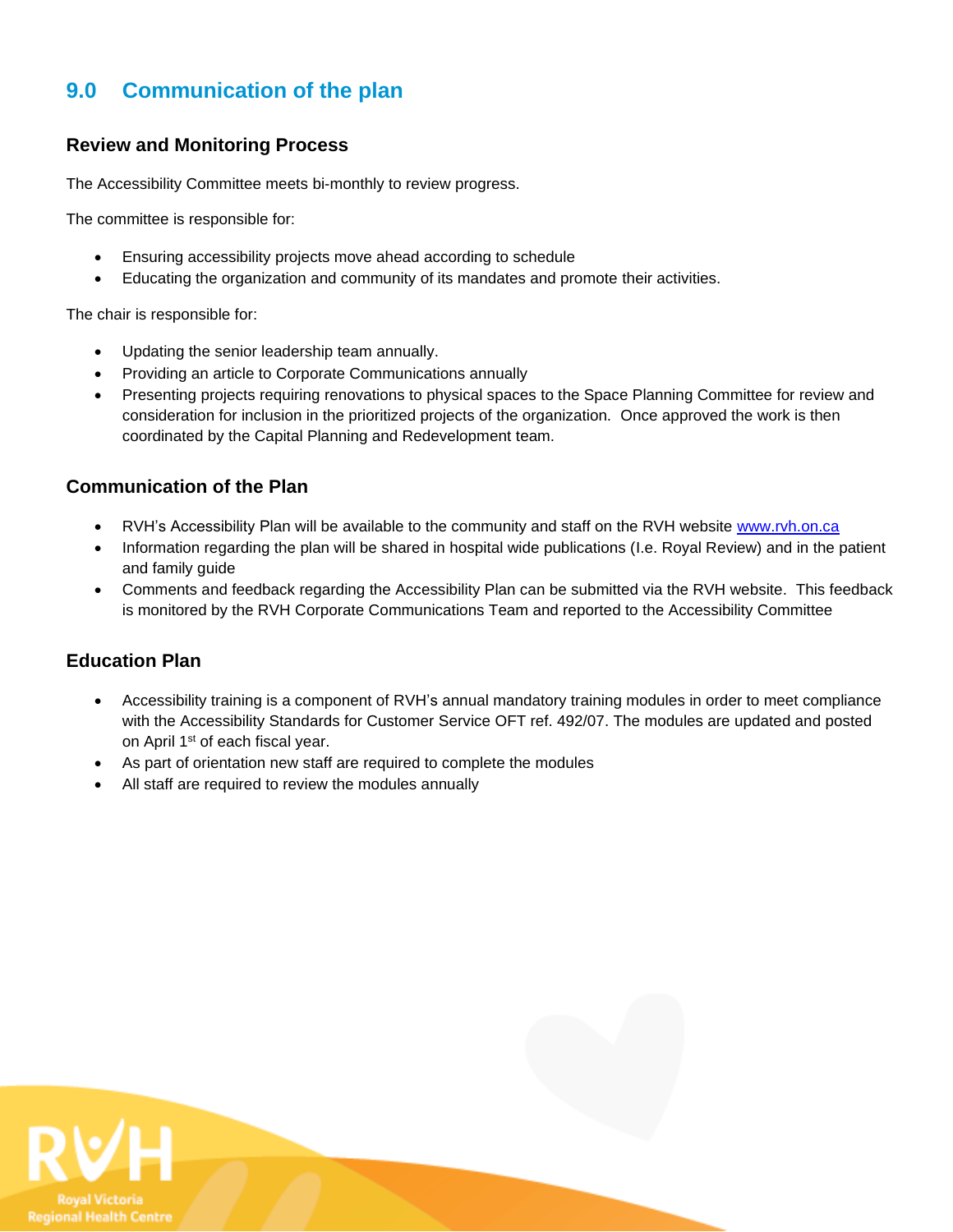## 9.0 Communication of the plan

### Review and Monitoring Process

The Accessibility Committee meets bi-monthly to review progress.

The committee is responsible for:

- Ensuring accessibility projects move ahead according to schedule
- Educating the organization and community of its mandates and promote their activities.

The chair is responsible for:

- Updating the senior leadership team annually.
- Providing an article to Corporate Communications annually
- Presenting projects requiring renovations to physical spaces to the Space Planning Committee for review and consideration for inclusion in the prioritized projects of the organization. Once approved the work is then coordinated by the Capital Planning and Redevelopment team.

### Communication of the Plan

- RVH's Accessibility Plan will be available to the community and staff on the RVH website [www.rvh.on.ca](http://www.rvh.on.ca)
- Information regarding the plan will be shared in hospital wide publications (I.e. Royal Review) and in the patient and family guide
- Comments and feedback regarding the Accessibility Plan can be submitted via the RVH website. This feedback is monitored by the RVH Corporate Communications Team and reported to the Accessibility Committee

### Education Plan

- Accessibility training is a component of RVH's annual mandatory training modules in order to meet compliance with the Accessibility Standards for Customer Service OFT ref. 492/07. The modules are updated and posted on April 1st of each fiscal year.
- As part of orientation new staff are required to complete the modules
- All staff are required to review the modules annually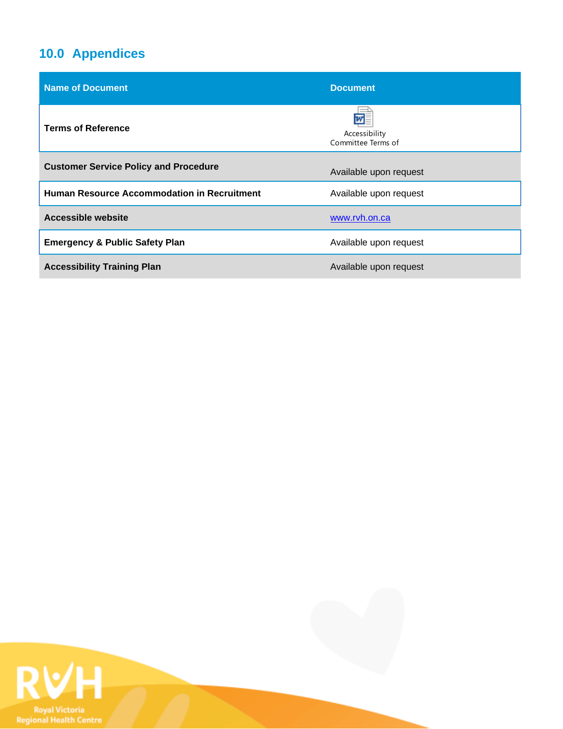## 10.0 Appendices

| Name of Document | Document |
|---|---|
| **Terms of Reference** | Accessibility Committee Terms of |
| **Customer Service Policy and Procedure** | Available upon request |
| **Human Resource Accommodation in Recruitment** | Available upon request |
| **Accessible website** | www.rvh.on.ca |
| **Emergency & Public Safety Plan** | Available upon request |
| **Accessibility Training Plan** | Available upon request |